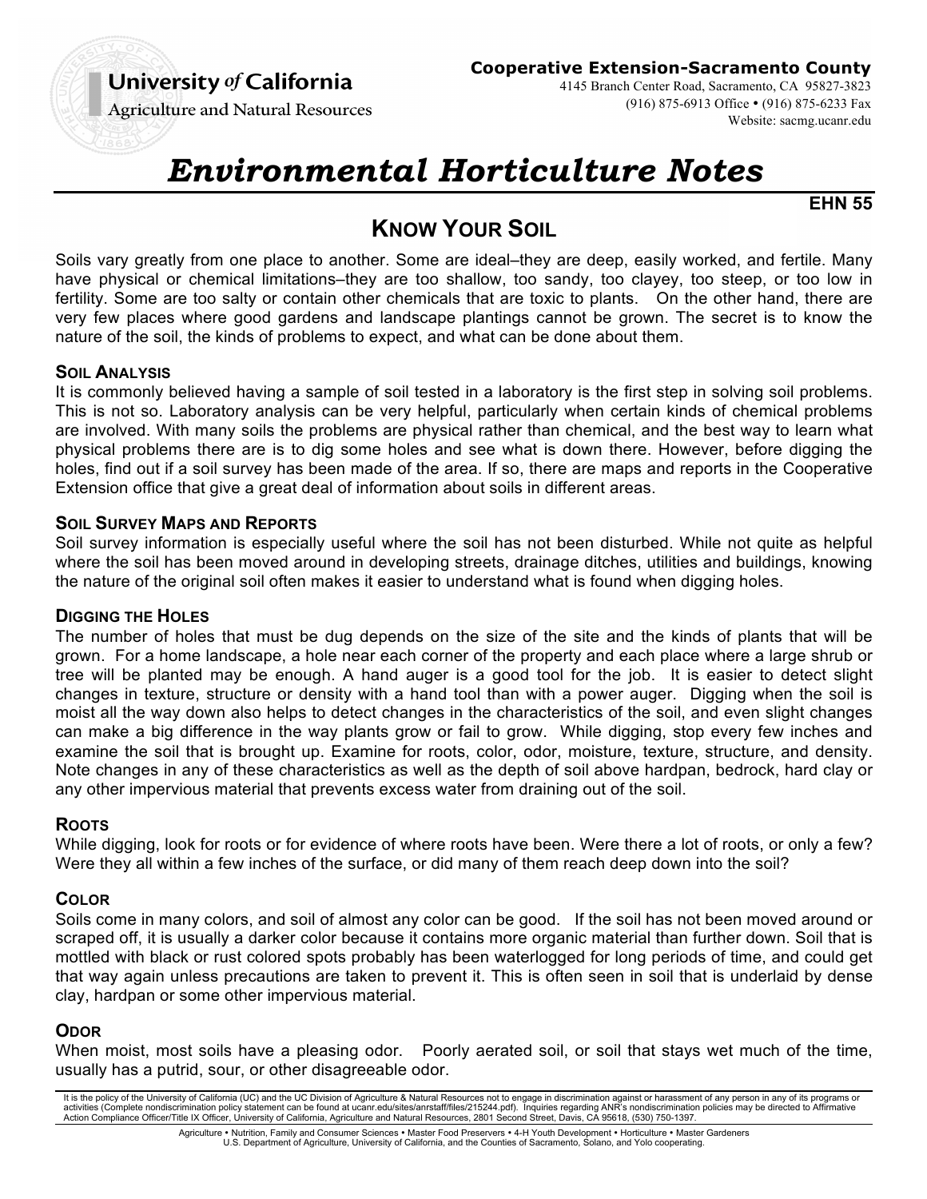University *of* California
Agriculture and Natural Resources

**Cooperative Extension-Sacramento County**
4145 Branch Center Road, Sacramento, CA 95827-3823
(916) 875-6913 Office • (916) 875-6233 Fax
Website: sacmg.ucanr.edu

# *Environmental Horticulture Notes*

**EHN 55**

## KNOW YOUR SOIL

Soils vary greatly from one place to another. Some are ideal–they are deep, easily worked, and fertile. Many have physical or chemical limitations–they are too shallow, too sandy, too clayey, too steep, or too low in fertility. Some are too salty or contain other chemicals that are toxic to plants. On the other hand, there are very few places where good gardens and landscape plantings cannot be grown. The secret is to know the nature of the soil, the kinds of problems to expect, and what can be done about them.

### SOIL ANALYSIS

It is commonly believed having a sample of soil tested in a laboratory is the first step in solving soil problems. This is not so. Laboratory analysis can be very helpful, particularly when certain kinds of chemical problems are involved. With many soils the problems are physical rather than chemical, and the best way to learn what physical problems there are is to dig some holes and see what is down there. However, before digging the holes, find out if a soil survey has been made of the area. If so, there are maps and reports in the Cooperative Extension office that give a great deal of information about soils in different areas.

### SOIL SURVEY MAPS AND REPORTS

Soil survey information is especially useful where the soil has not been disturbed. While not quite as helpful where the soil has been moved around in developing streets, drainage ditches, utilities and buildings, knowing the nature of the original soil often makes it easier to understand what is found when digging holes.

### DIGGING THE HOLES

The number of holes that must be dug depends on the size of the site and the kinds of plants that will be grown. For a home landscape, a hole near each corner of the property and each place where a large shrub or tree will be planted may be enough. A hand auger is a good tool for the job. It is easier to detect slight changes in texture, structure or density with a hand tool than with a power auger. Digging when the soil is moist all the way down also helps to detect changes in the characteristics of the soil, and even slight changes can make a big difference in the way plants grow or fail to grow. While digging, stop every few inches and examine the soil that is brought up. Examine for roots, color, odor, moisture, texture, structure, and density. Note changes in any of these characteristics as well as the depth of soil above hardpan, bedrock, hard clay or any other impervious material that prevents excess water from draining out of the soil.

### ROOTS

While digging, look for roots or for evidence of where roots have been. Were there a lot of roots, or only a few? Were they all within a few inches of the surface, or did many of them reach deep down into the soil?

### COLOR

Soils come in many colors, and soil of almost any color can be good. If the soil has not been moved around or scraped off, it is usually a darker color because it contains more organic material than further down. Soil that is mottled with black or rust colored spots probably has been waterlogged for long periods of time, and could get that way again unless precautions are taken to prevent it. This is often seen in soil that is underlaid by dense clay, hardpan or some other impervious material.

### ODOR

When moist, most soils have a pleasing odor. Poorly aerated soil, or soil that stays wet much of the time, usually has a putrid, sour, or other disagreeable odor.

It is the policy of the University of California (UC) and the UC Division of Agriculture & Natural Resources not to engage in discrimination against or harassment of any person in any of its programs or activities (Complete nondiscrimination policy statement can be found at ucanr.edu/sites/anrstaff/files/215244.pdf). Inquiries regarding ANR's nondiscrimination policies may be directed to Affirmative Action Compliance Officer/Title IX Officer, University of California, Agriculture and Natural Resources, 2801 Second Street, Davis, CA 95618, (530) 750-1397.

Agriculture • Nutrition, Family and Consumer Sciences • Master Food Preservers • 4-H Youth Development • Horticulture • Master Gardeners
U.S. Department of Agriculture, University of California, and the Counties of Sacramento, Solano, and Yolo cooperating.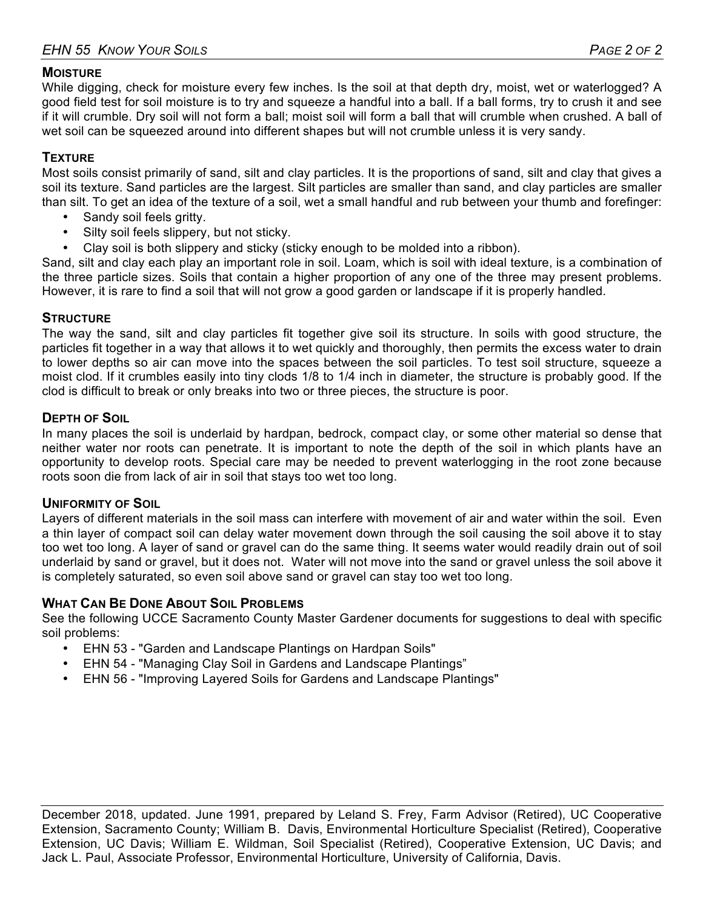## MOISTURE

While digging, check for moisture every few inches. Is the soil at that depth dry, moist, wet or waterlogged? A good field test for soil moisture is to try and squeeze a handful into a ball. If a ball forms, try to crush it and see if it will crumble. Dry soil will not form a ball; moist soil will form a ball that will crumble when crushed. A ball of wet soil can be squeezed around into different shapes but will not crumble unless it is very sandy.

## TEXTURE

Most soils consist primarily of sand, silt and clay particles. It is the proportions of sand, silt and clay that gives a soil its texture. Sand particles are the largest. Silt particles are smaller than sand, and clay particles are smaller than silt. To get an idea of the texture of a soil, wet a small handful and rub between your thumb and forefinger:

- Sandy soil feels gritty.
- Silty soil feels slippery, but not sticky.
- Clay soil is both slippery and sticky (sticky enough to be molded into a ribbon).

Sand, silt and clay each play an important role in soil. Loam, which is soil with ideal texture, is a combination of the three particle sizes. Soils that contain a higher proportion of any one of the three may present problems. However, it is rare to find a soil that will not grow a good garden or landscape if it is properly handled.

## STRUCTURE

The way the sand, silt and clay particles fit together give soil its structure. In soils with good structure, the particles fit together in a way that allows it to wet quickly and thoroughly, then permits the excess water to drain to lower depths so air can move into the spaces between the soil particles. To test soil structure, squeeze a moist clod. If it crumbles easily into tiny clods 1/8 to 1/4 inch in diameter, the structure is probably good. If the clod is difficult to break or only breaks into two or three pieces, the structure is poor.

## DEPTH OF SOIL

In many places the soil is underlaid by hardpan, bedrock, compact clay, or some other material so dense that neither water nor roots can penetrate. It is important to note the depth of the soil in which plants have an opportunity to develop roots. Special care may be needed to prevent waterlogging in the root zone because roots soon die from lack of air in soil that stays too wet too long.

## UNIFORMITY OF SOIL

Layers of different materials in the soil mass can interfere with movement of air and water within the soil. Even a thin layer of compact soil can delay water movement down through the soil causing the soil above it to stay too wet too long. A layer of sand or gravel can do the same thing. It seems water would readily drain out of soil underlaid by sand or gravel, but it does not. Water will not move into the sand or gravel unless the soil above it is completely saturated, so even soil above sand or gravel can stay too wet too long.

## WHAT CAN BE DONE ABOUT SOIL PROBLEMS

See the following UCCE Sacramento County Master Gardener documents for suggestions to deal with specific soil problems:

- EHN 53 - "Garden and Landscape Plantings on Hardpan Soils"
- EHN 54 - "Managing Clay Soil in Gardens and Landscape Plantings"
- EHN 56 - "Improving Layered Soils for Gardens and Landscape Plantings"

December 2018, updated. June 1991, prepared by Leland S. Frey, Farm Advisor (Retired), UC Cooperative Extension, Sacramento County; William B. Davis, Environmental Horticulture Specialist (Retired), Cooperative Extension, UC Davis; William E. Wildman, Soil Specialist (Retired), Cooperative Extension, UC Davis; and Jack L. Paul, Associate Professor, Environmental Horticulture, University of California, Davis.